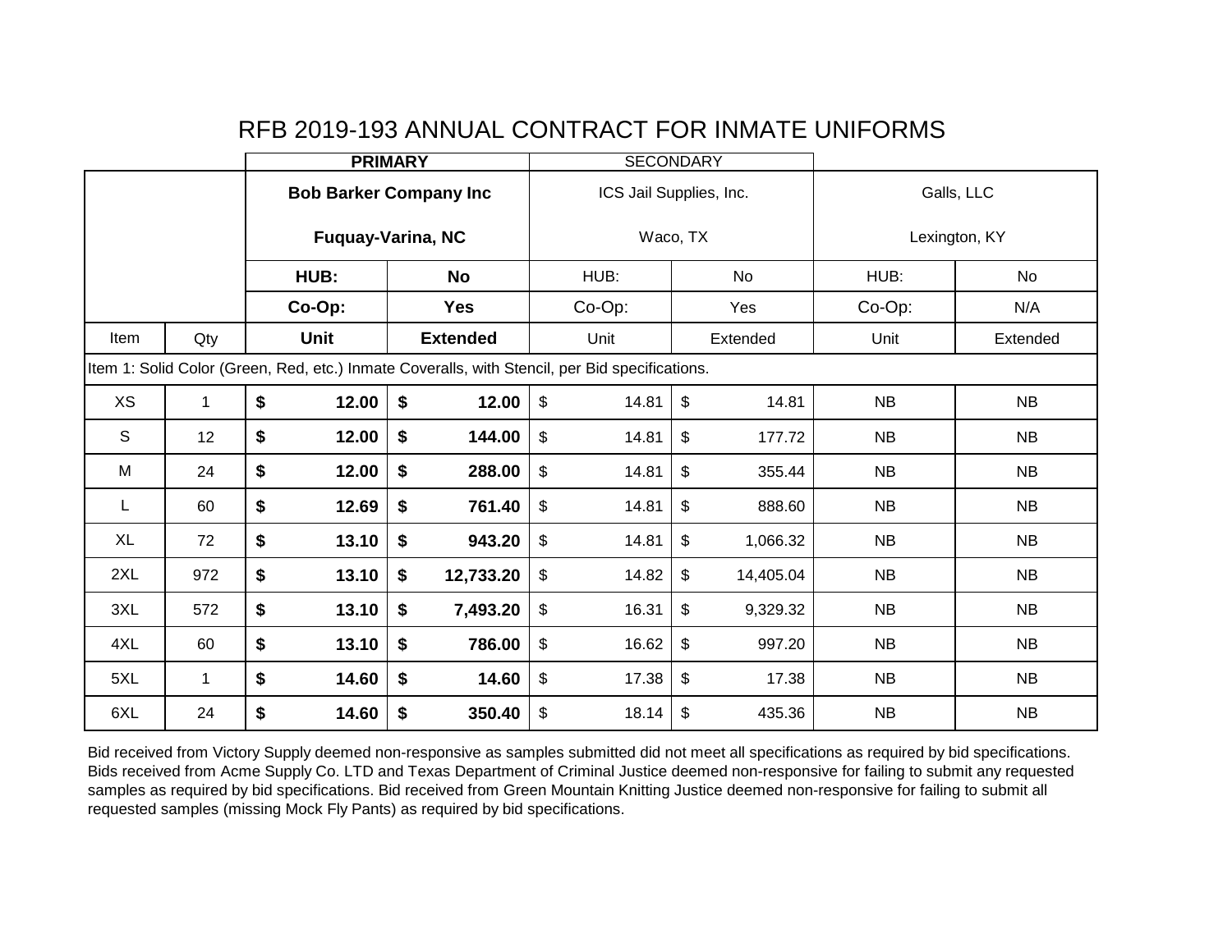# RFB 2019-193 ANNUAL CONTRACT FOR INMATE UNIFORMS

| | | **PRIMARY** | | SECONDARY | | | |
|---|---|---|---|---|---|---|---|
| | | **Bob Barker Company Inc** | | ICS Jail Supplies, Inc. | | Galls, LLC | |
| | | **Fuquay-Varina, NC** | | Waco, TX | | Lexington, KY | |
| | | **HUB:** | **No** | HUB: | No | HUB: | No |
| | | **Co-Op:** | **Yes** | Co-Op: | Yes | Co-Op: | N/A |
| Item | Qty | **Unit** | **Extended** | Unit | Extended | Unit | Extended |
| Item 1: Solid Color (Green, Red, etc.) Inmate Coveralls, with Stencil, per Bid specifications. | | | | | | | |
| XS | 1 | **$ 12.00** | **$ 12.00** | $ 14.81 | $ 14.81 | NB | NB |
| S | 12 | **$ 12.00** | **$ 144.00** | $ 14.81 | $ 177.72 | NB | NB |
| M | 24 | **$ 12.00** | **$ 288.00** | $ 14.81 | $ 355.44 | NB | NB |
| L | 60 | **$ 12.69** | **$ 761.40** | $ 14.81 | $ 888.60 | NB | NB |
| XL | 72 | **$ 13.10** | **$ 943.20** | $ 14.81 | $ 1,066.32 | NB | NB |
| 2XL | 972 | **$ 13.10** | **$ 12,733.20** | $ 14.82 | $ 14,405.04 | NB | NB |
| 3XL | 572 | **$ 13.10** | **$ 7,493.20** | $ 16.31 | $ 9,329.32 | NB | NB |
| 4XL | 60 | **$ 13.10** | **$ 786.00** | $ 16.62 | $ 997.20 | NB | NB |
| 5XL | 1 | **$ 14.60** | **$ 14.60** | $ 17.38 | $ 17.38 | NB | NB |
| 6XL | 24 | **$ 14.60** | **$ 350.40** | $ 18.14 | $ 435.36 | NB | NB |

Bid received from Victory Supply deemed non-responsive as samples submitted did not meet all specifications as required by bid specifications. Bids received from Acme Supply Co. LTD and Texas Department of Criminal Justice deemed non-responsive for failing to submit any requested samples as required by bid specifications. Bid received from Green Mountain Knitting Justice deemed non-responsive for failing to submit all requested samples (missing Mock Fly Pants) as required by bid specifications.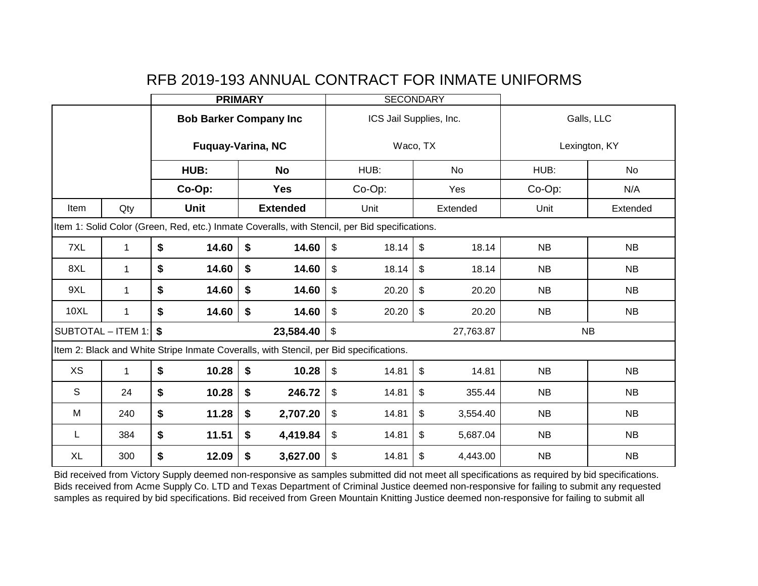# RFB 2019-193 ANNUAL CONTRACT FOR INMATE UNIFORMS

| | | **PRIMARY** | | SECONDARY | | | |
|---|---|---|---|---|---|---|---|
| | | **Bob Barker Company Inc**<br>**Fuquay-Varina, NC** | | ICS Jail Supplies, Inc.<br>Waco, TX | | Galls, LLC<br>Lexington, KY | |
| | | **HUB:** | **No** | HUB: | No | HUB: | No |
| | | **Co-Op:** | **Yes** | Co-Op: | Yes | Co-Op: | N/A |
| Item | Qty | **Unit** | **Extended** | Unit | Extended | Unit | Extended |
| Item 1: Solid Color (Green, Red, etc.) Inmate Coveralls, with Stencil, per Bid specifications. | | | | | | | |
| 7XL | 1 | **$ 14.60** | **$ 14.60** | $ 18.14 | $ 18.14 | NB | NB |
| 8XL | 1 | **$ 14.60** | **$ 14.60** | $ 18.14 | $ 18.14 | NB | NB |
| 9XL | 1 | **$ 14.60** | **$ 14.60** | $ 20.20 | $ 20.20 | NB | NB |
| 10XL | 1 | **$ 14.60** | **$ 14.60** | $ 20.20 | $ 20.20 | NB | NB |
| SUBTOTAL – ITEM 1: | | **$ 23,584.40** | | $ 27,763.87 | | NB | |
| Item 2: Black and White Stripe Inmate Coveralls, with Stencil, per Bid specifications. | | | | | | | |
| XS | 1 | **$ 10.28** | **$ 10.28** | $ 14.81 | $ 14.81 | NB | NB |
| S | 24 | **$ 10.28** | **$ 246.72** | $ 14.81 | $ 355.44 | NB | NB |
| M | 240 | **$ 11.28** | **$ 2,707.20** | $ 14.81 | $ 3,554.40 | NB | NB |
| L | 384 | **$ 11.51** | **$ 4,419.84** | $ 14.81 | $ 5,687.04 | NB | NB |
| XL | 300 | **$ 12.09** | **$ 3,627.00** | $ 14.81 | $ 4,443.00 | NB | NB |

Bid received from Victory Supply deemed non-responsive as samples submitted did not meet all specifications as required by bid specifications. Bids received from Acme Supply Co. LTD and Texas Department of Criminal Justice deemed non-responsive for failing to submit any requested samples as required by bid specifications. Bid received from Green Mountain Knitting Justice deemed non-responsive for failing to submit all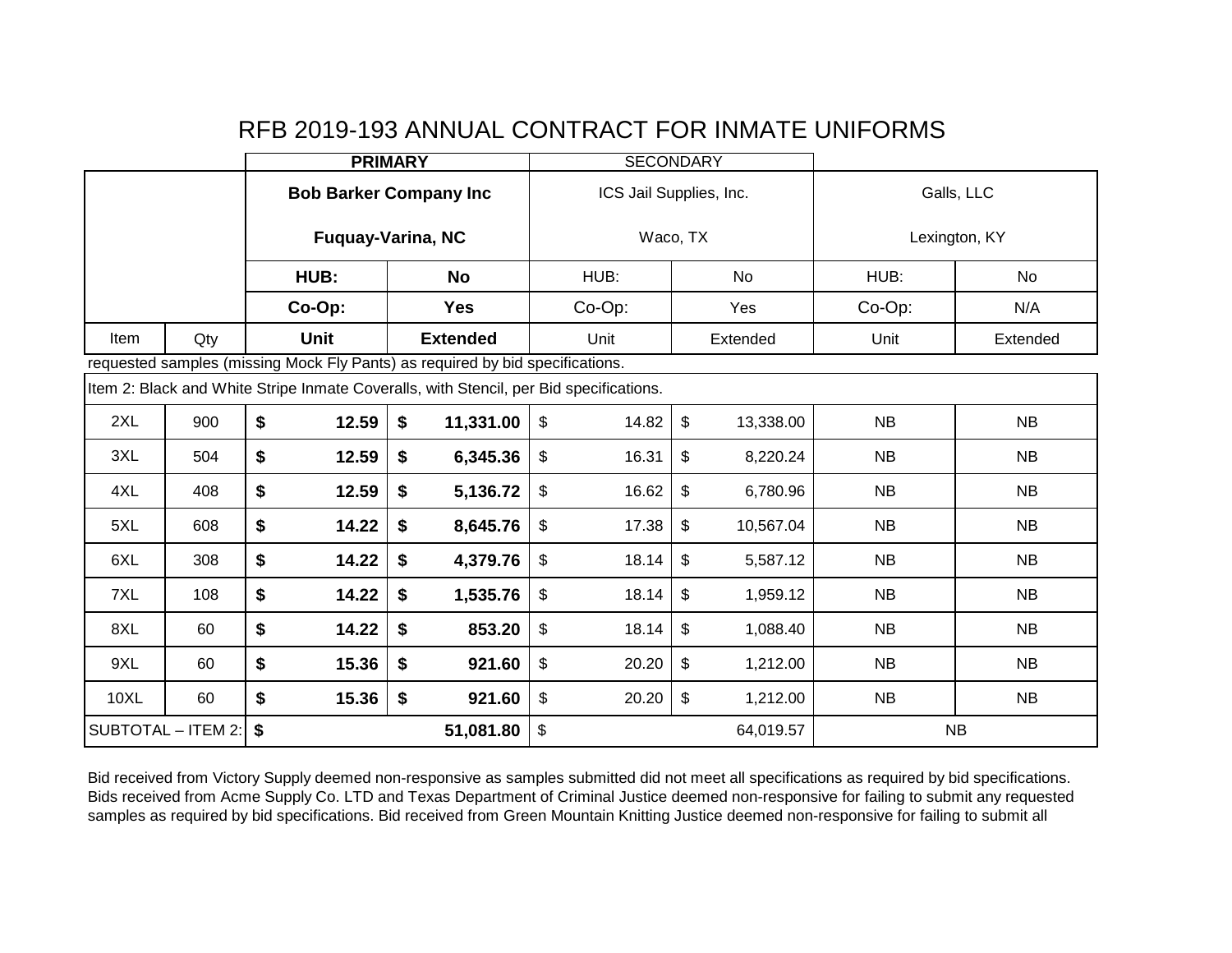# RFB 2019-193 ANNUAL CONTRACT FOR INMATE UNIFORMS

| | | **PRIMARY** | | SECONDARY | | | |
|---|---|---|---|---|---|---|---|
| | | **Bob Barker Company Inc** **Fuquay-Varina, NC** | | ICS Jail Supplies, Inc. Waco, TX | | Galls, LLC Lexington, KY | |
| | | **HUB:** | **No** | HUB: | No | HUB: | No |
| | | **Co-Op:** | **Yes** | Co-Op: | Yes | Co-Op: | N/A |
| Item | Qty | **Unit** | **Extended** | Unit | Extended | Unit | Extended |
| requested samples (missing Mock Fly Pants) as required by bid specifications. | | | | | | | |
| Item 2: Black and White Stripe Inmate Coveralls, with Stencil, per Bid specifications. | | | | | | | |
| 2XL | 900 | **$ 12.59** | **$ 11,331.00** | $ 14.82 | $ 13,338.00 | NB | NB |
| 3XL | 504 | **$ 12.59** | **$ 6,345.36** | $ 16.31 | $ 8,220.24 | NB | NB |
| 4XL | 408 | **$ 12.59** | **$ 5,136.72** | $ 16.62 | $ 6,780.96 | NB | NB |
| 5XL | 608 | **$ 14.22** | **$ 8,645.76** | $ 17.38 | $ 10,567.04 | NB | NB |
| 6XL | 308 | **$ 14.22** | **$ 4,379.76** | $ 18.14 | $ 5,587.12 | NB | NB |
| 7XL | 108 | **$ 14.22** | **$ 1,535.76** | $ 18.14 | $ 1,959.12 | NB | NB |
| 8XL | 60 | **$ 14.22** | **$ 853.20** | $ 18.14 | $ 1,088.40 | NB | NB |
| 9XL | 60 | **$ 15.36** | **$ 921.60** | $ 20.20 | $ 1,212.00 | NB | NB |
| 10XL | 60 | **$ 15.36** | **$ 921.60** | $ 20.20 | $ 1,212.00 | NB | NB |
| SUBTOTAL – ITEM 2: | | **$ 51,081.80** | | $ 64,019.57 | | NB | |

Bid received from Victory Supply deemed non-responsive as samples submitted did not meet all specifications as required by bid specifications. Bids received from Acme Supply Co. LTD and Texas Department of Criminal Justice deemed non-responsive for failing to submit any requested samples as required by bid specifications. Bid received from Green Mountain Knitting Justice deemed non-responsive for failing to submit all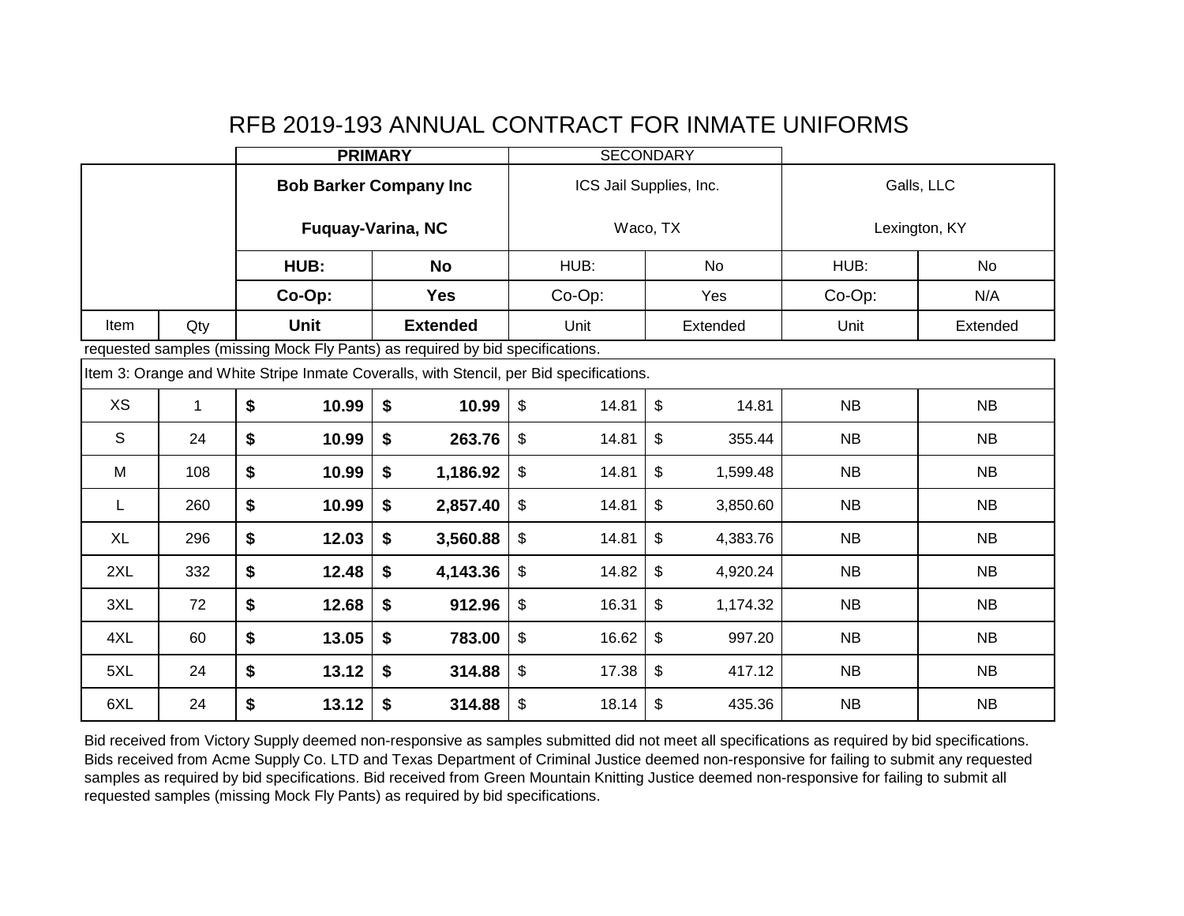# RFB 2019-193 ANNUAL CONTRACT FOR INMATE UNIFORMS

| | | **PRIMARY** | | SECONDARY | | | |
|---|---|---|---|---|---|---|---|
| | | **Bob Barker Company Inc** **Fuquay-Varina, NC** | | ICS Jail Supplies, Inc. Waco, TX | | Galls, LLC Lexington, KY | |
| | | **HUB:** | **No** | HUB: | No | HUB: | No |
| | | **Co-Op:** | **Yes** | Co-Op: | Yes | Co-Op: | N/A |
| Item | Qty | **Unit** | **Extended** | Unit | Extended | Unit | Extended |
| requested samples (missing Mock Fly Pants) as required by bid specifications. | | | | | | | |
| Item 3: Orange and White Stripe Inmate Coveralls, with Stencil, per Bid specifications. | | | | | | | |
| XS | 1 | **$ 10.99** | **$ 10.99** | $ 14.81 | $ 14.81 | NB | NB |
| S | 24 | **$ 10.99** | **$ 263.76** | $ 14.81 | $ 355.44 | NB | NB |
| M | 108 | **$ 10.99** | **$ 1,186.92** | $ 14.81 | $ 1,599.48 | NB | NB |
| L | 260 | **$ 10.99** | **$ 2,857.40** | $ 14.81 | $ 3,850.60 | NB | NB |
| XL | 296 | **$ 12.03** | **$ 3,560.88** | $ 14.81 | $ 4,383.76 | NB | NB |
| 2XL | 332 | **$ 12.48** | **$ 4,143.36** | $ 14.82 | $ 4,920.24 | NB | NB |
| 3XL | 72 | **$ 12.68** | **$ 912.96** | $ 16.31 | $ 1,174.32 | NB | NB |
| 4XL | 60 | **$ 13.05** | **$ 783.00** | $ 16.62 | $ 997.20 | NB | NB |
| 5XL | 24 | **$ 13.12** | **$ 314.88** | $ 17.38 | $ 417.12 | NB | NB |
| 6XL | 24 | **$ 13.12** | **$ 314.88** | $ 18.14 | $ 435.36 | NB | NB |

Bid received from Victory Supply deemed non-responsive as samples submitted did not meet all specifications as required by bid specifications. Bids received from Acme Supply Co. LTD and Texas Department of Criminal Justice deemed non-responsive for failing to submit any requested samples as required by bid specifications. Bid received from Green Mountain Knitting Justice deemed non-responsive for failing to submit all requested samples (missing Mock Fly Pants) as required by bid specifications.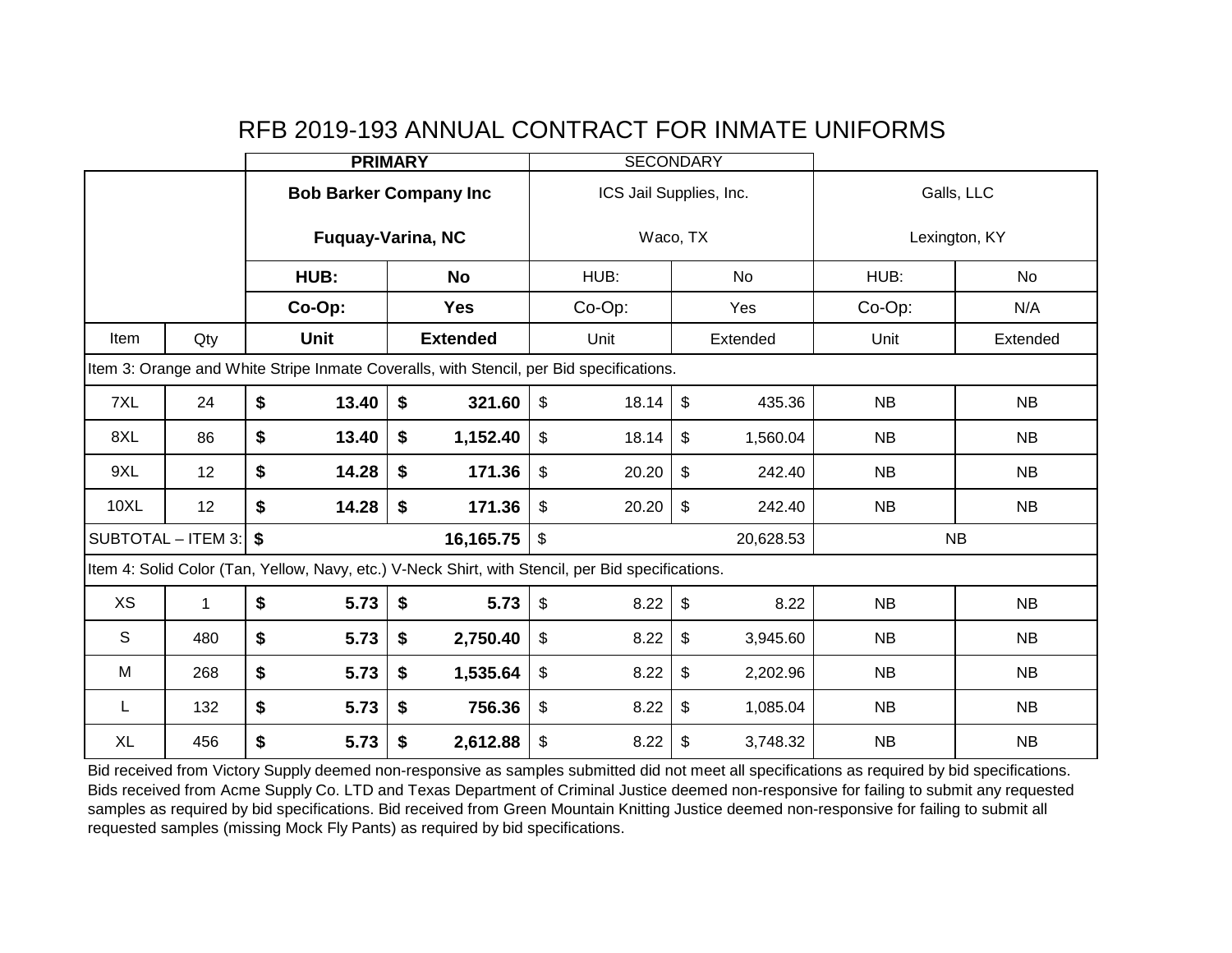# RFB 2019-193 ANNUAL CONTRACT FOR INMATE UNIFORMS

| | | **PRIMARY** | | SECONDARY | | | |
|---|---|---|---|---|---|---|---|
| | | **Bob Barker Company Inc**<br>**Fuquay-Varina, NC** | | ICS Jail Supplies, Inc.<br>Waco, TX | | Galls, LLC<br>Lexington, KY | |
| | | **HUB:** | **No** | HUB: | No | HUB: | No |
| | | **Co-Op:** | **Yes** | Co-Op: | Yes | Co-Op: | N/A |
| Item | Qty | **Unit** | **Extended** | Unit | Extended | Unit | Extended |
| Item 3: Orange and White Stripe Inmate Coveralls, with Stencil, per Bid specifications. | | | | | | | |
| 7XL | 24 | **$ 13.40** | **$ 321.60** | $ 18.14 | $ 435.36 | NB | NB |
| 8XL | 86 | **$ 13.40** | **$ 1,152.40** | $ 18.14 | $ 1,560.04 | NB | NB |
| 9XL | 12 | **$ 14.28** | **$ 171.36** | $ 20.20 | $ 242.40 | NB | NB |
| 10XL | 12 | **$ 14.28** | **$ 171.36** | $ 20.20 | $ 242.40 | NB | NB |
| SUBTOTAL – ITEM 3: | | **$ 16,165.75** | | $ 20,628.53 | | NB | |
| Item 4: Solid Color (Tan, Yellow, Navy, etc.) V-Neck Shirt, with Stencil, per Bid specifications. | | | | | | | |
| XS | 1 | **$ 5.73** | **$ 5.73** | $ 8.22 | $ 8.22 | NB | NB |
| S | 480 | **$ 5.73** | **$ 2,750.40** | $ 8.22 | $ 3,945.60 | NB | NB |
| M | 268 | **$ 5.73** | **$ 1,535.64** | $ 8.22 | $ 2,202.96 | NB | NB |
| L | 132 | **$ 5.73** | **$ 756.36** | $ 8.22 | $ 1,085.04 | NB | NB |
| XL | 456 | **$ 5.73** | **$ 2,612.88** | $ 8.22 | $ 3,748.32 | NB | NB |

Bid received from Victory Supply deemed non-responsive as samples submitted did not meet all specifications as required by bid specifications. Bids received from Acme Supply Co. LTD and Texas Department of Criminal Justice deemed non-responsive for failing to submit any requested samples as required by bid specifications. Bid received from Green Mountain Knitting Justice deemed non-responsive for failing to submit all requested samples (missing Mock Fly Pants) as required by bid specifications.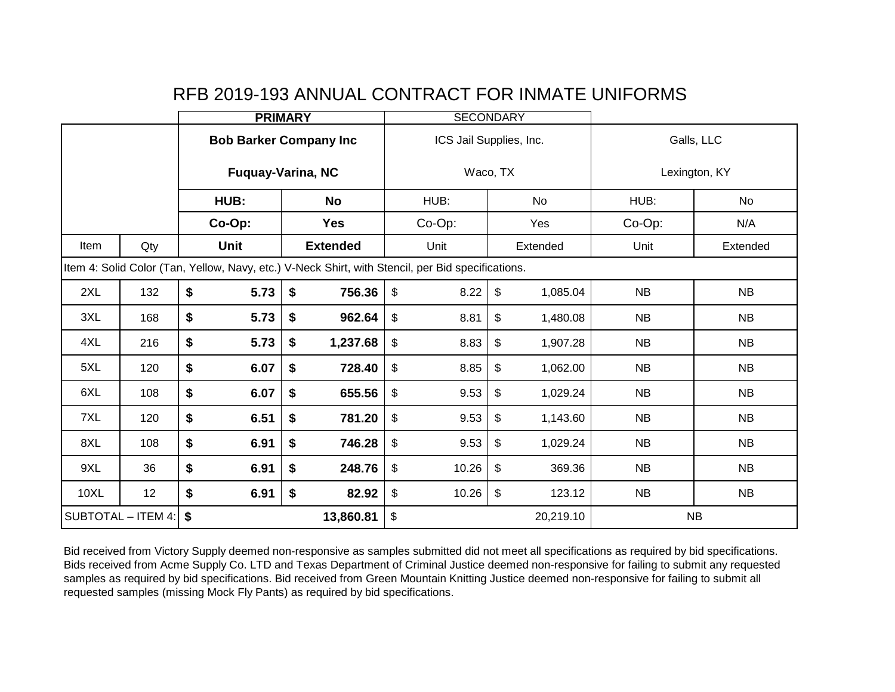# RFB 2019-193 ANNUAL CONTRACT FOR INMATE UNIFORMS

| | | PRIMARY | | SECONDARY | | | |
|---|---|---|---|---|---|---|---|
| | | **Bob Barker Company Inc** **Fuquay-Varina, NC** | | ICS Jail Supplies, Inc. Waco, TX | | Galls, LLC Lexington, KY | |
| | | **HUB:** | **No** | HUB: | No | HUB: | No |
| | | **Co-Op:** | **Yes** | Co-Op: | Yes | Co-Op: | N/A |
| Item | Qty | **Unit** | **Extended** | Unit | Extended | Unit | Extended |
| Item 4: Solid Color (Tan, Yellow, Navy, etc.) V-Neck Shirt, with Stencil, per Bid specifications. | | | | | | | |
| 2XL | 132 | **$ 5.73** | **$ 756.36** | $ 8.22 | $ 1,085.04 | NB | NB |
| 3XL | 168 | **$ 5.73** | **$ 962.64** | $ 8.81 | $ 1,480.08 | NB | NB |
| 4XL | 216 | **$ 5.73** | **$ 1,237.68** | $ 8.83 | $ 1,907.28 | NB | NB |
| 5XL | 120 | **$ 6.07** | **$ 728.40** | $ 8.85 | $ 1,062.00 | NB | NB |
| 6XL | 108 | **$ 6.07** | **$ 655.56** | $ 9.53 | $ 1,029.24 | NB | NB |
| 7XL | 120 | **$ 6.51** | **$ 781.20** | $ 9.53 | $ 1,143.60 | NB | NB |
| 8XL | 108 | **$ 6.91** | **$ 746.28** | $ 9.53 | $ 1,029.24 | NB | NB |
| 9XL | 36 | **$ 6.91** | **$ 248.76** | $ 10.26 | $ 369.36 | NB | NB |
| 10XL | 12 | **$ 6.91** | **$ 82.92** | $ 10.26 | $ 123.12 | NB | NB |
| SUBTOTAL – ITEM 4: | | **$ 13,860.81** | | $ 20,219.10 | | NB | |

Bid received from Victory Supply deemed non-responsive as samples submitted did not meet all specifications as required by bid specifications. Bids received from Acme Supply Co. LTD and Texas Department of Criminal Justice deemed non-responsive for failing to submit any requested samples as required by bid specifications. Bid received from Green Mountain Knitting Justice deemed non-responsive for failing to submit all requested samples (missing Mock Fly Pants) as required by bid specifications.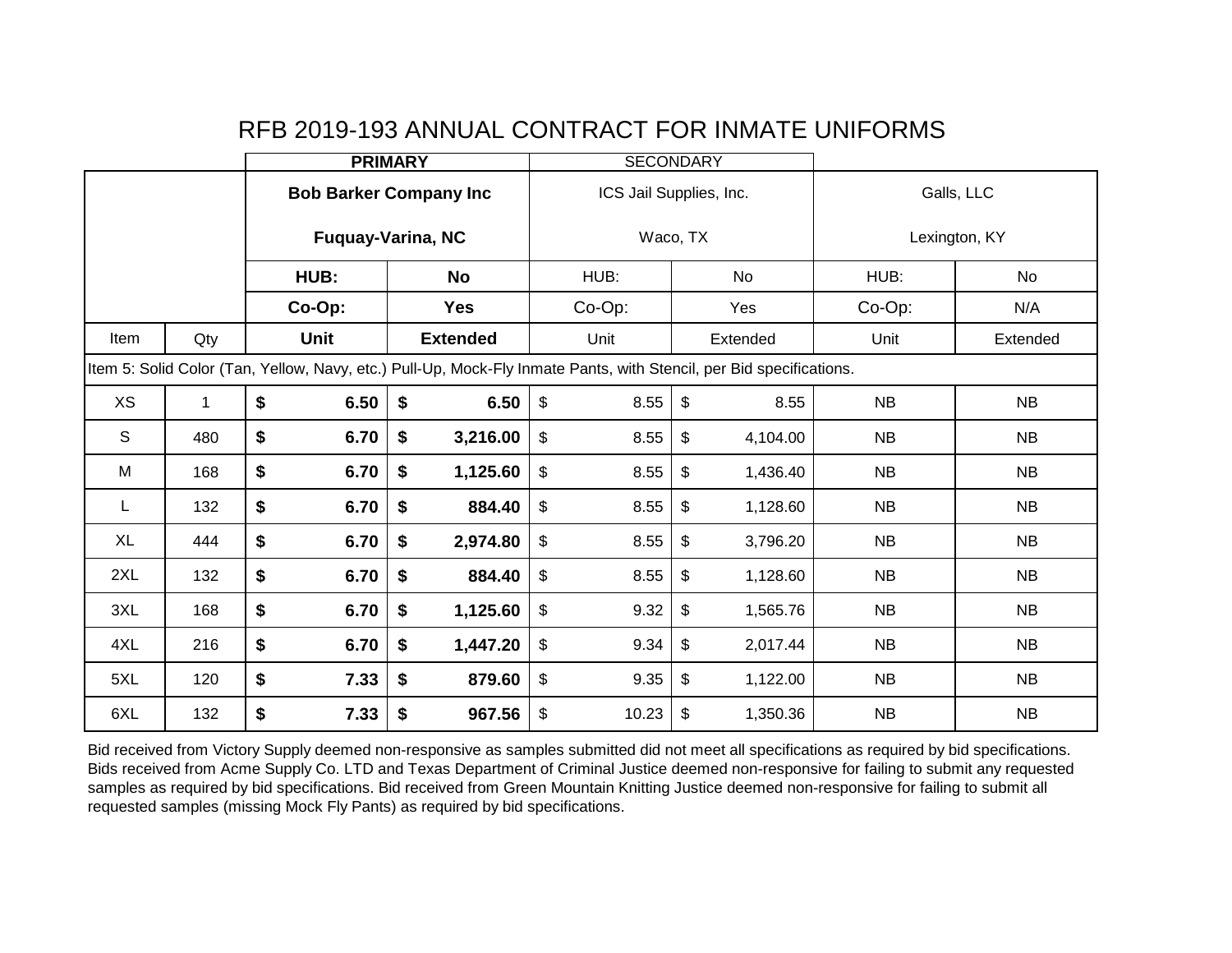# RFB 2019-193 ANNUAL CONTRACT FOR INMATE UNIFORMS

| | | **PRIMARY** | | SECONDARY | | | |
|---|---|---|---|---|---|---|---|
| | | **Bob Barker Company Inc**<br>**Fuquay-Varina, NC** | | ICS Jail Supplies, Inc.<br>Waco, TX | | Galls, LLC<br>Lexington, KY | |
| | | **HUB:** | **No** | HUB: | No | HUB: | No |
| | | **Co-Op:** | **Yes** | Co-Op: | Yes | Co-Op: | N/A |
| Item | Qty | **Unit** | **Extended** | Unit | Extended | Unit | Extended |
| Item 5: Solid Color (Tan, Yellow, Navy, etc.) Pull-Up, Mock-Fly Inmate Pants, with Stencil, per Bid specifications. | | | | | | | |
| XS | 1 | **$ 6.50** | **$ 6.50** | $ 8.55 | $ 8.55 | NB | NB |
| S | 480 | **$ 6.70** | **$ 3,216.00** | $ 8.55 | $ 4,104.00 | NB | NB |
| M | 168 | **$ 6.70** | **$ 1,125.60** | $ 8.55 | $ 1,436.40 | NB | NB |
| L | 132 | **$ 6.70** | **$ 884.40** | $ 8.55 | $ 1,128.60 | NB | NB |
| XL | 444 | **$ 6.70** | **$ 2,974.80** | $ 8.55 | $ 3,796.20 | NB | NB |
| 2XL | 132 | **$ 6.70** | **$ 884.40** | $ 8.55 | $ 1,128.60 | NB | NB |
| 3XL | 168 | **$ 6.70** | **$ 1,125.60** | $ 9.32 | $ 1,565.76 | NB | NB |
| 4XL | 216 | **$ 6.70** | **$ 1,447.20** | $ 9.34 | $ 2,017.44 | NB | NB |
| 5XL | 120 | **$ 7.33** | **$ 879.60** | $ 9.35 | $ 1,122.00 | NB | NB |
| 6XL | 132 | **$ 7.33** | **$ 967.56** | $ 10.23 | $ 1,350.36 | NB | NB |

Bid received from Victory Supply deemed non-responsive as samples submitted did not meet all specifications as required by bid specifications. Bids received from Acme Supply Co. LTD and Texas Department of Criminal Justice deemed non-responsive for failing to submit any requested samples as required by bid specifications. Bid received from Green Mountain Knitting Justice deemed non-responsive for failing to submit all requested samples (missing Mock Fly Pants) as required by bid specifications.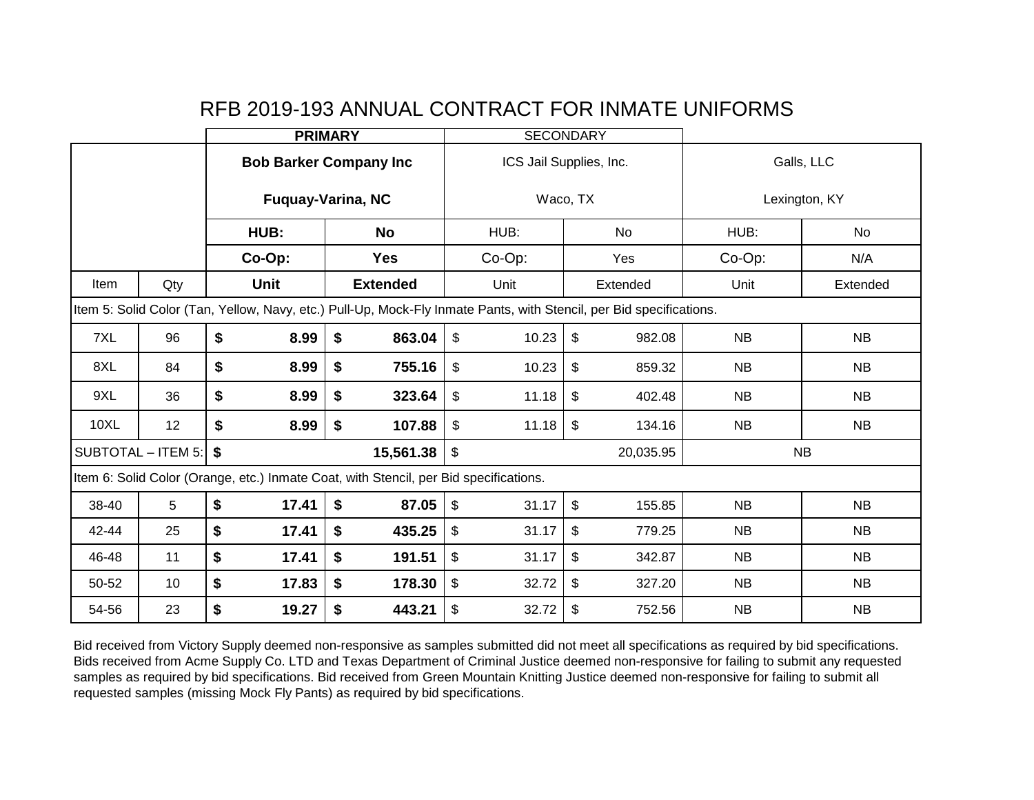# RFB 2019-193 ANNUAL CONTRACT FOR INMATE UNIFORMS

| | | **PRIMARY** | | SECONDARY | | | |
|---|---|---|---|---|---|---|---|
| | | **Bob Barker Company Inc** | | ICS Jail Supplies, Inc. | | Galls, LLC | |
| | | **Fuquay-Varina, NC** | | Waco, TX | | Lexington, KY | |
| | | **HUB:** | **No** | HUB: | No | HUB: | No |
| | | **Co-Op:** | **Yes** | Co-Op: | Yes | Co-Op: | N/A |
| Item | Qty | **Unit** | **Extended** | Unit | Extended | Unit | Extended |
| Item 5: Solid Color (Tan, Yellow, Navy, etc.) Pull-Up, Mock-Fly Inmate Pants, with Stencil, per Bid specifications. | | | | | | | |
| 7XL | 96 | **$ 8.99** | **$ 863.04** | $ 10.23 | $ 982.08 | NB | NB |
| 8XL | 84 | **$ 8.99** | **$ 755.16** | $ 10.23 | $ 859.32 | NB | NB |
| 9XL | 36 | **$ 8.99** | **$ 323.64** | $ 11.18 | $ 402.48 | NB | NB |
| 10XL | 12 | **$ 8.99** | **$ 107.88** | $ 11.18 | $ 134.16 | NB | NB |
| SUBTOTAL – ITEM 5: | | **$** | **15,561.38** | $ | 20,035.95 | NB | |
| Item 6: Solid Color (Orange, etc.) Inmate Coat, with Stencil, per Bid specifications. | | | | | | | |
| 38-40 | 5 | **$ 17.41** | **$ 87.05** | $ 31.17 | $ 155.85 | NB | NB |
| 42-44 | 25 | **$ 17.41** | **$ 435.25** | $ 31.17 | $ 779.25 | NB | NB |
| 46-48 | 11 | **$ 17.41** | **$ 191.51** | $ 31.17 | $ 342.87 | NB | NB |
| 50-52 | 10 | **$ 17.83** | **$ 178.30** | $ 32.72 | $ 327.20 | NB | NB |
| 54-56 | 23 | **$ 19.27** | **$ 443.21** | $ 32.72 | $ 752.56 | NB | NB |

Bid received from Victory Supply deemed non-responsive as samples submitted did not meet all specifications as required by bid specifications. Bids received from Acme Supply Co. LTD and Texas Department of Criminal Justice deemed non-responsive for failing to submit any requested samples as required by bid specifications. Bid received from Green Mountain Knitting Justice deemed non-responsive for failing to submit all requested samples (missing Mock Fly Pants) as required by bid specifications.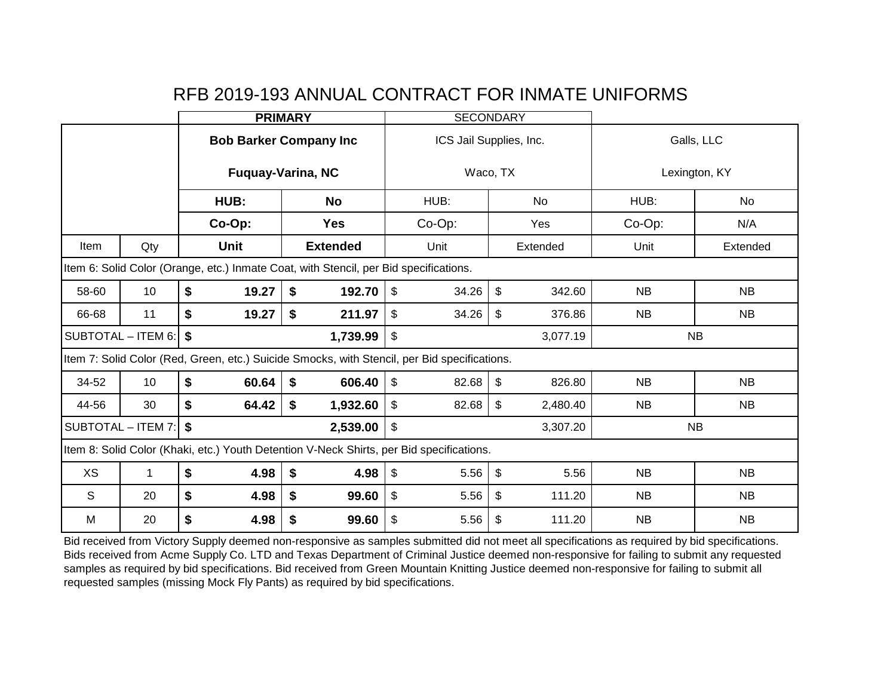# RFB 2019-193 ANNUAL CONTRACT FOR INMATE UNIFORMS

| | | **PRIMARY** | | SECONDARY | | | |
|---|---|---|---|---|---|---|---|
| | | **Bob Barker Company Inc** **Fuquay-Varina, NC** | | ICS Jail Supplies, Inc. Waco, TX | | Galls, LLC Lexington, KY | |
| | | **HUB:** | **No** | HUB: | No | HUB: | No |
| | | **Co-Op:** | **Yes** | Co-Op: | Yes | Co-Op: | N/A |
| Item | Qty | **Unit** | **Extended** | Unit | Extended | Unit | Extended |
| Item 6: Solid Color (Orange, etc.) Inmate Coat, with Stencil, per Bid specifications. | | | | | | | |
| 58-60 | 10 | **$ 19.27** | **$ 192.70** | $ 34.26 | $ 342.60 | NB | NB |
| 66-68 | 11 | **$ 19.27** | **$ 211.97** | $ 34.26 | $ 376.86 | NB | NB |
| SUBTOTAL – ITEM 6: | | **$ 1,739.99** | | $ 3,077.19 | | NB | |
| Item 7: Solid Color (Red, Green, etc.) Suicide Smocks, with Stencil, per Bid specifications. | | | | | | | |
| 34-52 | 10 | **$ 60.64** | **$ 606.40** | $ 82.68 | $ 826.80 | NB | NB |
| 44-56 | 30 | **$ 64.42** | **$ 1,932.60** | $ 82.68 | $ 2,480.40 | NB | NB |
| SUBTOTAL – ITEM 7: | | **$ 2,539.00** | | $ 3,307.20 | | NB | |
| Item 8: Solid Color (Khaki, etc.) Youth Detention V-Neck Shirts, per Bid specifications. | | | | | | | |
| XS | 1 | **$ 4.98** | **$ 4.98** | $ 5.56 | $ 5.56 | NB | NB |
| S | 20 | **$ 4.98** | **$ 99.60** | $ 5.56 | $ 111.20 | NB | NB |
| M | 20 | **$ 4.98** | **$ 99.60** | $ 5.56 | $ 111.20 | NB | NB |

Bid received from Victory Supply deemed non-responsive as samples submitted did not meet all specifications as required by bid specifications. Bids received from Acme Supply Co. LTD and Texas Department of Criminal Justice deemed non-responsive for failing to submit any requested samples as required by bid specifications. Bid received from Green Mountain Knitting Justice deemed non-responsive for failing to submit all requested samples (missing Mock Fly Pants) as required by bid specifications.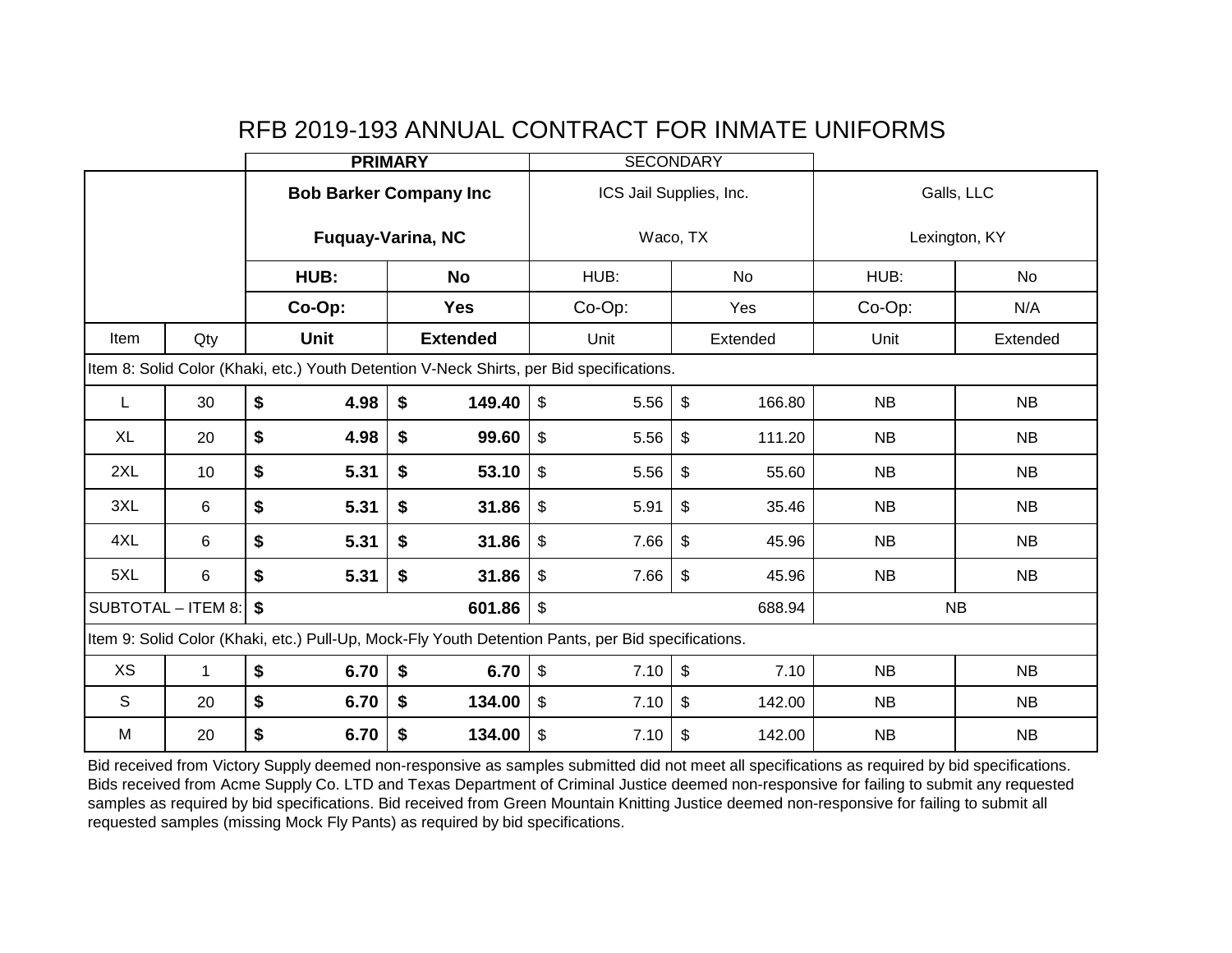# RFB 2019-193 ANNUAL CONTRACT FOR INMATE UNIFORMS

| | | **PRIMARY** | | SECONDARY | | | |
|---|---|---|---|---|---|---|---|
| | | **Bob Barker Company Inc** | | ICS Jail Supplies, Inc. | | Galls, LLC | |
| | | **Fuquay-Varina, NC** | | Waco, TX | | Lexington, KY | |
| | | **HUB:** | **No** | HUB: | No | HUB: | No |
| | | **Co-Op:** | **Yes** | Co-Op: | Yes | Co-Op: | N/A |
| Item | Qty | **Unit** | **Extended** | Unit | Extended | Unit | Extended |
| Item 8: Solid Color (Khaki, etc.) Youth Detention V-Neck Shirts, per Bid specifications. | | | | | | | |
| L | 30 | **$ 4.98** | **$ 149.40** | $ 5.56 | $ 166.80 | NB | NB |
| XL | 20 | **$ 4.98** | **$ 99.60** | $ 5.56 | $ 111.20 | NB | NB |
| 2XL | 10 | **$ 5.31** | **$ 53.10** | $ 5.56 | $ 55.60 | NB | NB |
| 3XL | 6 | **$ 5.31** | **$ 31.86** | $ 5.91 | $ 35.46 | NB | NB |
| 4XL | 6 | **$ 5.31** | **$ 31.86** | $ 7.66 | $ 45.96 | NB | NB |
| 5XL | 6 | **$ 5.31** | **$ 31.86** | $ 7.66 | $ 45.96 | NB | NB |
| SUBTOTAL – ITEM 8: | | **$** | **601.86** | $ | 688.94 | NB | |
| Item 9: Solid Color (Khaki, etc.) Pull-Up, Mock-Fly Youth Detention Pants, per Bid specifications. | | | | | | | |
| XS | 1 | **$ 6.70** | **$ 6.70** | $ 7.10 | $ 7.10 | NB | NB |
| S | 20 | **$ 6.70** | **$ 134.00** | $ 7.10 | $ 142.00 | NB | NB |
| M | 20 | **$ 6.70** | **$ 134.00** | $ 7.10 | $ 142.00 | NB | NB |

Bid received from Victory Supply deemed non-responsive as samples submitted did not meet all specifications as required by bid specifications. Bids received from Acme Supply Co. LTD and Texas Department of Criminal Justice deemed non-responsive for failing to submit any requested samples as required by bid specifications. Bid received from Green Mountain Knitting Justice deemed non-responsive for failing to submit all requested samples (missing Mock Fly Pants) as required by bid specifications.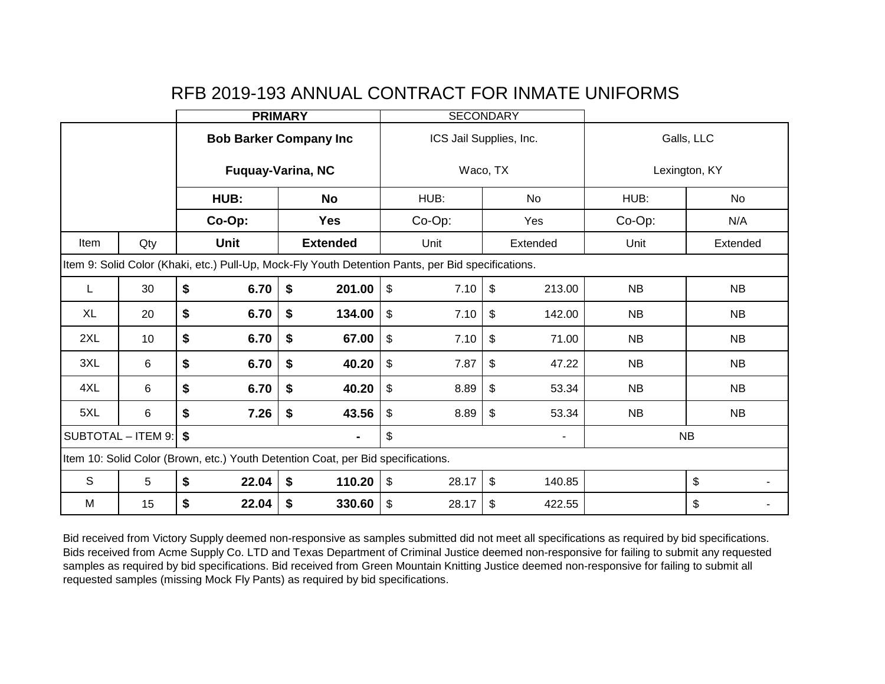# RFB 2019-193 ANNUAL CONTRACT FOR INMATE UNIFORMS

| | | PRIMARY | | SECONDARY | | | |
|---|---|---|---|---|---|---|---|
| | | **Bob Barker Company Inc**<br>**Fuquay-Varina, NC** | | ICS Jail Supplies, Inc.<br>Waco, TX | | Galls, LLC<br>Lexington, KY | |
| | | **HUB:** | **No** | HUB: | No | HUB: | No |
| | | **Co-Op:** | **Yes** | Co-Op: | Yes | Co-Op: | N/A |
| Item | Qty | **Unit** | **Extended** | Unit | Extended | Unit | Extended |
| Item 9: Solid Color (Khaki, etc.) Pull-Up, Mock-Fly Youth Detention Pants, per Bid specifications. | | | | | | | |
| L | 30 | **$ 6.70** | **$ 201.00** | $ 7.10 | $ 213.00 | NB | NB |
| XL | 20 | **$ 6.70** | **$ 134.00** | $ 7.10 | $ 142.00 | NB | NB |
| 2XL | 10 | **$ 6.70** | **$ 67.00** | $ 7.10 | $ 71.00 | NB | NB |
| 3XL | 6 | **$ 6.70** | **$ 40.20** | $ 7.87 | $ 47.22 | NB | NB |
| 4XL | 6 | **$ 6.70** | **$ 40.20** | $ 8.89 | $ 53.34 | NB | NB |
| 5XL | 6 | **$ 7.26** | **$ 43.56** | $ 8.89 | $ 53.34 | NB | NB |
| SUBTOTAL – ITEM 9: | | **$ -** | | $ - | | NB | |
| Item 10: Solid Color (Brown, etc.) Youth Detention Coat, per Bid specifications. | | | | | | | |
| S | 5 | **$ 22.04** | **$ 110.20** | $ 28.17 | $ 140.85 | | $ - |
| M | 15 | **$ 22.04** | **$ 330.60** | $ 28.17 | $ 422.55 | | $ - |

Bid received from Victory Supply deemed non-responsive as samples submitted did not meet all specifications as required by bid specifications. Bids received from Acme Supply Co. LTD and Texas Department of Criminal Justice deemed non-responsive for failing to submit any requested samples as required by bid specifications. Bid received from Green Mountain Knitting Justice deemed non-responsive for failing to submit all requested samples (missing Mock Fly Pants) as required by bid specifications.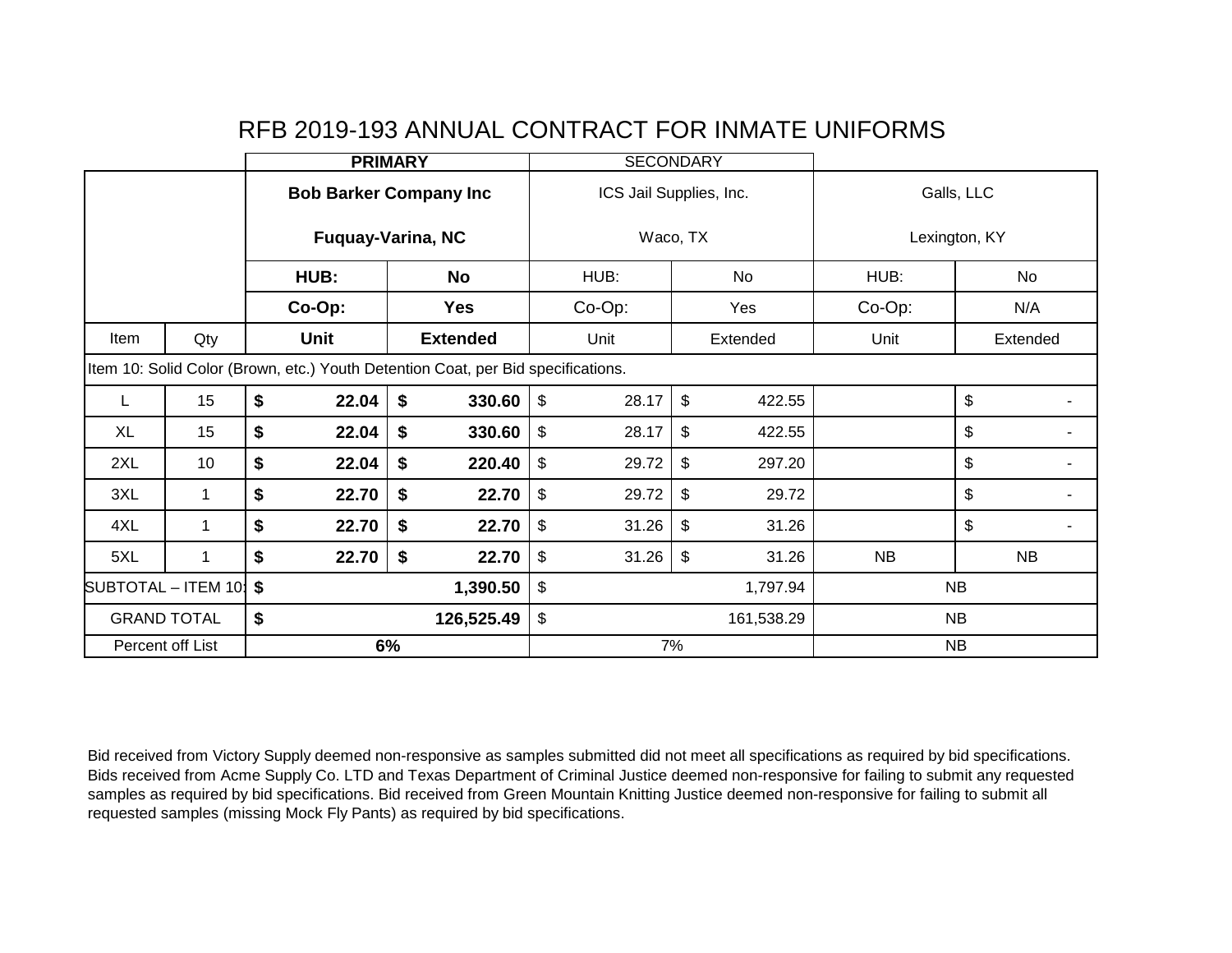# RFB 2019-193 ANNUAL CONTRACT FOR INMATE UNIFORMS

| | | **PRIMARY** | | SECONDARY | | | |
|---|---|---|---|---|---|---|---|
| | | **Bob Barker Company Inc**<br>**Fuquay-Varina, NC** | | ICS Jail Supplies, Inc.<br>Waco, TX | | Galls, LLC<br>Lexington, KY | |
| | | **HUB:** | **No** | HUB: | No | HUB: | No |
| | | **Co-Op:** | **Yes** | Co-Op: | Yes | Co-Op: | N/A |
| Item | Qty | **Unit** | **Extended** | Unit | Extended | Unit | Extended |
| Item 10: Solid Color (Brown, etc.) Youth Detention Coat, per Bid specifications. | | | | | | | |
| L | 15 | **$ 22.04** | **$ 330.60** | $ 28.17 | $ 422.55 | | $ - |
| XL | 15 | **$ 22.04** | **$ 330.60** | $ 28.17 | $ 422.55 | | $ - |
| 2XL | 10 | **$ 22.04** | **$ 220.40** | $ 29.72 | $ 297.20 | | $ - |
| 3XL | 1 | **$ 22.70** | **$ 22.70** | $ 29.72 | $ 29.72 | | $ - |
| 4XL | 1 | **$ 22.70** | **$ 22.70** | $ 31.26 | $ 31.26 | | $ - |
| 5XL | 1 | **$ 22.70** | **$ 22.70** | $ 31.26 | $ 31.26 | NB | NB |
| SUBTOTAL – ITEM 10: | | **$ 1,390.50** | | $ 1,797.94 | | NB | |
| GRAND TOTAL | | **$ 126,525.49** | | $ 161,538.29 | | NB | |
| Percent off List | | **6%** | | 7% | | NB | |

Bid received from Victory Supply deemed non-responsive as samples submitted did not meet all specifications as required by bid specifications. Bids received from Acme Supply Co. LTD and Texas Department of Criminal Justice deemed non-responsive for failing to submit any requested samples as required by bid specifications. Bid received from Green Mountain Knitting Justice deemed non-responsive for failing to submit all requested samples (missing Mock Fly Pants) as required by bid specifications.